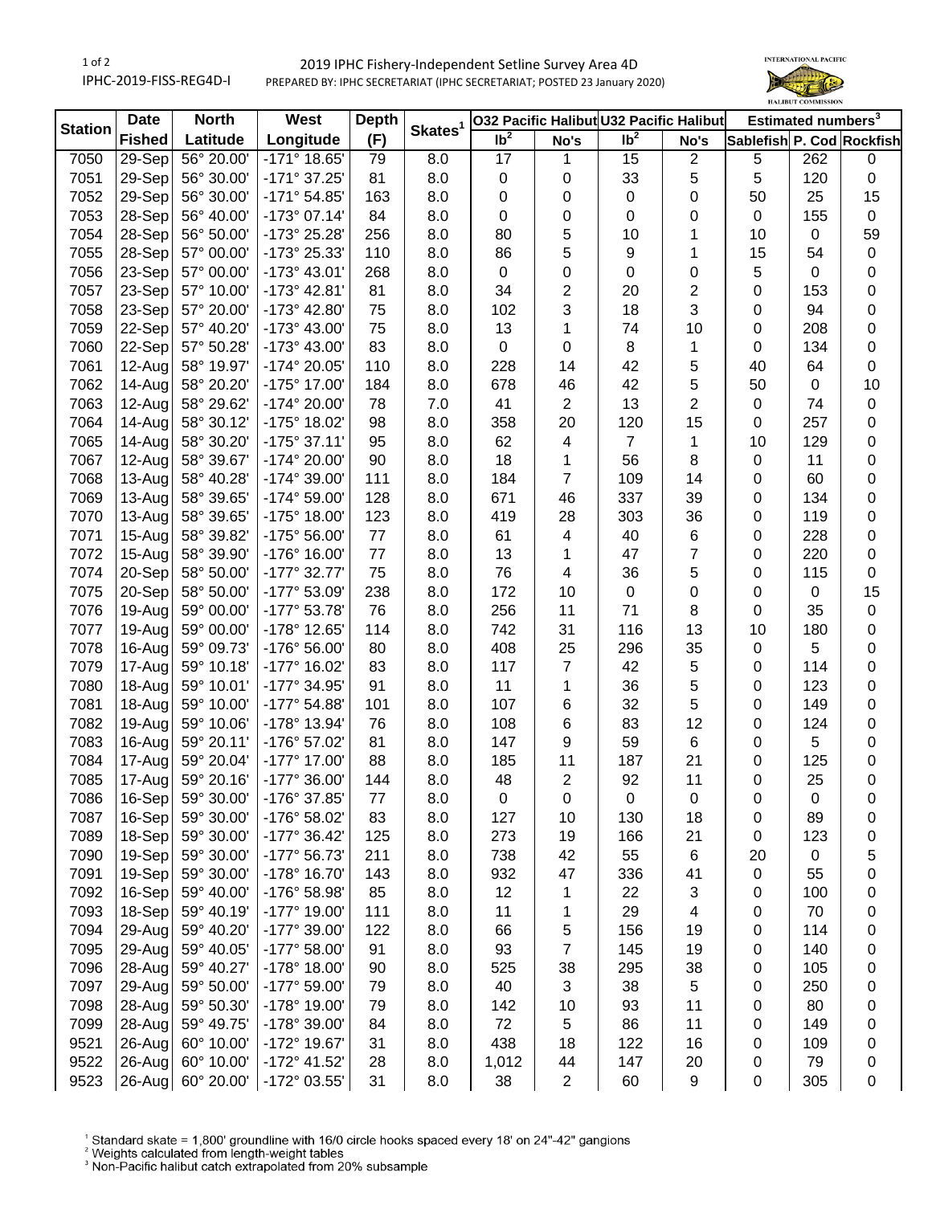IPHC-2019-FISS-REG4D-I

# 2019 IPHC Fishery-Independent Setline Survey Area 4D

PREPARED BY: IPHC SECRETARIAT (IPHC SECRETARIAT; POSTED 23 January 2020)

| Station | Date Fished | North Latitude | West Longitude | Depth (F) | Skates[1] | O32 Pacific Halibut | | U32 Pacific Halibut | | Estimated numbers[3] | | |
|---|---|---|---|---|---|---|---|---|---|---|---|---|
| | | | | | | lb[2] | No's | lb[2] | No's | Sablefish | P. Cod | Rockfish |
| 7050 | 29-Sep | 56° 20.00' | -171° 18.65' | 79 | 8.0 | 17 | 1 | 15 | 2 | 5 | 262 | 0 |
| 7051 | 29-Sep | 56° 30.00' | -171° 37.25' | 81 | 8.0 | 0 | 0 | 33 | 5 | 5 | 120 | 0 |
| 7052 | 29-Sep | 56° 30.00' | -171° 54.85' | 163 | 8.0 | 0 | 0 | 0 | 0 | 50 | 25 | 15 |
| 7053 | 28-Sep | 56° 40.00' | -173° 07.14' | 84 | 8.0 | 0 | 0 | 0 | 0 | 0 | 155 | 0 |
| 7054 | 28-Sep | 56° 50.00' | -173° 25.28' | 256 | 8.0 | 80 | 5 | 10 | 1 | 10 | 0 | 59 |
| 7055 | 28-Sep | 57° 00.00' | -173° 25.33' | 110 | 8.0 | 86 | 5 | 9 | 1 | 15 | 54 | 0 |
| 7056 | 23-Sep | 57° 00.00' | -173° 43.01' | 268 | 8.0 | 0 | 0 | 0 | 0 | 5 | 0 | 0 |
| 7057 | 23-Sep | 57° 10.00' | -173° 42.81' | 81 | 8.0 | 34 | 2 | 20 | 2 | 0 | 153 | 0 |
| 7058 | 23-Sep | 57° 20.00' | -173° 42.80' | 75 | 8.0 | 102 | 3 | 18 | 3 | 0 | 94 | 0 |
| 7059 | 22-Sep | 57° 40.20' | -173° 43.00' | 75 | 8.0 | 13 | 1 | 74 | 10 | 0 | 208 | 0 |
| 7060 | 22-Sep | 57° 50.28' | -173° 43.00' | 83 | 8.0 | 0 | 0 | 8 | 1 | 0 | 134 | 0 |
| 7061 | 12-Aug | 58° 19.97' | -174° 20.05' | 110 | 8.0 | 228 | 14 | 42 | 5 | 40 | 64 | 0 |
| 7062 | 14-Aug | 58° 20.20' | -175° 17.00' | 184 | 8.0 | 678 | 46 | 42 | 5 | 50 | 0 | 10 |
| 7063 | 12-Aug | 58° 29.62' | -174° 20.00' | 78 | 7.0 | 41 | 2 | 13 | 2 | 0 | 74 | 0 |
| 7064 | 14-Aug | 58° 30.12' | -175° 18.02' | 98 | 8.0 | 358 | 20 | 120 | 15 | 0 | 257 | 0 |
| 7065 | 14-Aug | 58° 30.20' | -175° 37.11' | 95 | 8.0 | 62 | 4 | 7 | 1 | 10 | 129 | 0 |
| 7067 | 12-Aug | 58° 39.67' | -174° 20.00' | 90 | 8.0 | 18 | 1 | 56 | 8 | 0 | 11 | 0 |
| 7068 | 13-Aug | 58° 40.28' | -174° 39.00' | 111 | 8.0 | 184 | 7 | 109 | 14 | 0 | 60 | 0 |
| 7069 | 13-Aug | 58° 39.65' | -174° 59.00' | 128 | 8.0 | 671 | 46 | 337 | 39 | 0 | 134 | 0 |
| 7070 | 13-Aug | 58° 39.65' | -175° 18.00' | 123 | 8.0 | 419 | 28 | 303 | 36 | 0 | 119 | 0 |
| 7071 | 15-Aug | 58° 39.82' | -175° 56.00' | 77 | 8.0 | 61 | 4 | 40 | 6 | 0 | 228 | 0 |
| 7072 | 15-Aug | 58° 39.90' | -176° 16.00' | 77 | 8.0 | 13 | 1 | 47 | 7 | 0 | 220 | 0 |
| 7074 | 20-Sep | 58° 50.00' | -177° 32.77' | 75 | 8.0 | 76 | 4 | 36 | 5 | 0 | 115 | 0 |
| 7075 | 20-Sep | 58° 50.00' | -177° 53.09' | 238 | 8.0 | 172 | 10 | 0 | 0 | 0 | 0 | 15 |
| 7076 | 19-Aug | 59° 00.00' | -177° 53.78' | 76 | 8.0 | 256 | 11 | 71 | 8 | 0 | 35 | 0 |
| 7077 | 19-Aug | 59° 00.00' | -178° 12.65' | 114 | 8.0 | 742 | 31 | 116 | 13 | 10 | 180 | 0 |
| 7078 | 16-Aug | 59° 09.73' | -176° 56.00' | 80 | 8.0 | 408 | 25 | 296 | 35 | 0 | 5 | 0 |
| 7079 | 17-Aug | 59° 10.18' | -177° 16.02' | 83 | 8.0 | 117 | 7 | 42 | 5 | 0 | 114 | 0 |
| 7080 | 18-Aug | 59° 10.01' | -177° 34.95' | 91 | 8.0 | 11 | 1 | 36 | 5 | 0 | 123 | 0 |
| 7081 | 18-Aug | 59° 10.00' | -177° 54.88' | 101 | 8.0 | 107 | 6 | 32 | 5 | 0 | 149 | 0 |
| 7082 | 19-Aug | 59° 10.06' | -178° 13.94' | 76 | 8.0 | 108 | 6 | 83 | 12 | 0 | 124 | 0 |
| 7083 | 16-Aug | 59° 20.11' | -176° 57.02' | 81 | 8.0 | 147 | 9 | 59 | 6 | 0 | 5 | 0 |
| 7084 | 17-Aug | 59° 20.04' | -177° 17.00' | 88 | 8.0 | 185 | 11 | 187 | 21 | 0 | 125 | 0 |
| 7085 | 17-Aug | 59° 20.16' | -177° 36.00' | 144 | 8.0 | 48 | 2 | 92 | 11 | 0 | 25 | 0 |
| 7086 | 16-Sep | 59° 30.00' | -176° 37.85' | 77 | 8.0 | 0 | 0 | 0 | 0 | 0 | 0 | 0 |
| 7087 | 16-Sep | 59° 30.00' | -176° 58.02' | 83 | 8.0 | 127 | 10 | 130 | 18 | 0 | 89 | 0 |
| 7089 | 18-Sep | 59° 30.00' | -177° 36.42' | 125 | 8.0 | 273 | 19 | 166 | 21 | 0 | 123 | 0 |
| 7090 | 19-Sep | 59° 30.00' | -177° 56.73' | 211 | 8.0 | 738 | 42 | 55 | 6 | 20 | 0 | 5 |
| 7091 | 19-Sep | 59° 30.00' | -178° 16.70' | 143 | 8.0 | 932 | 47 | 336 | 41 | 0 | 55 | 0 |
| 7092 | 16-Sep | 59° 40.00' | -176° 58.98' | 85 | 8.0 | 12 | 1 | 22 | 3 | 0 | 100 | 0 |
| 7093 | 18-Sep | 59° 40.19' | -177° 19.00' | 111 | 8.0 | 11 | 1 | 29 | 4 | 0 | 70 | 0 |
| 7094 | 29-Aug | 59° 40.20' | -177° 39.00' | 122 | 8.0 | 66 | 5 | 156 | 19 | 0 | 114 | 0 |
| 7095 | 29-Aug | 59° 40.05' | -177° 58.00' | 91 | 8.0 | 93 | 7 | 145 | 19 | 0 | 140 | 0 |
| 7096 | 28-Aug | 59° 40.27' | -178° 18.00' | 90 | 8.0 | 525 | 38 | 295 | 38 | 0 | 105 | 0 |
| 7097 | 29-Aug | 59° 50.00' | -177° 59.00' | 79 | 8.0 | 40 | 3 | 38 | 5 | 0 | 250 | 0 |
| 7098 | 28-Aug | 59° 50.30' | -178° 19.00' | 79 | 8.0 | 142 | 10 | 93 | 11 | 0 | 80 | 0 |
| 7099 | 28-Aug | 59° 49.75' | -178° 39.00' | 84 | 8.0 | 72 | 5 | 86 | 11 | 0 | 149 | 0 |
| 9521 | 26-Aug | 60° 10.00' | -172° 19.67' | 31 | 8.0 | 438 | 18 | 122 | 16 | 0 | 109 | 0 |
| 9522 | 26-Aug | 60° 10.00' | -172° 41.52' | 28 | 8.0 | 1,012 | 44 | 147 | 20 | 0 | 79 | 0 |
| 9523 | 26-Aug | 60° 20.00' | -172° 03.55' | 31 | 8.0 | 38 | 2 | 60 | 9 | 0 | 305 | 0 |

[1] Standard skate = 1,800' groundline with 16/0 circle hooks spaced every 18' on 24"-42" gangions
[2] Weights calculated from length-weight tables
[3] Non-Pacific halibut catch extrapolated from 20% subsample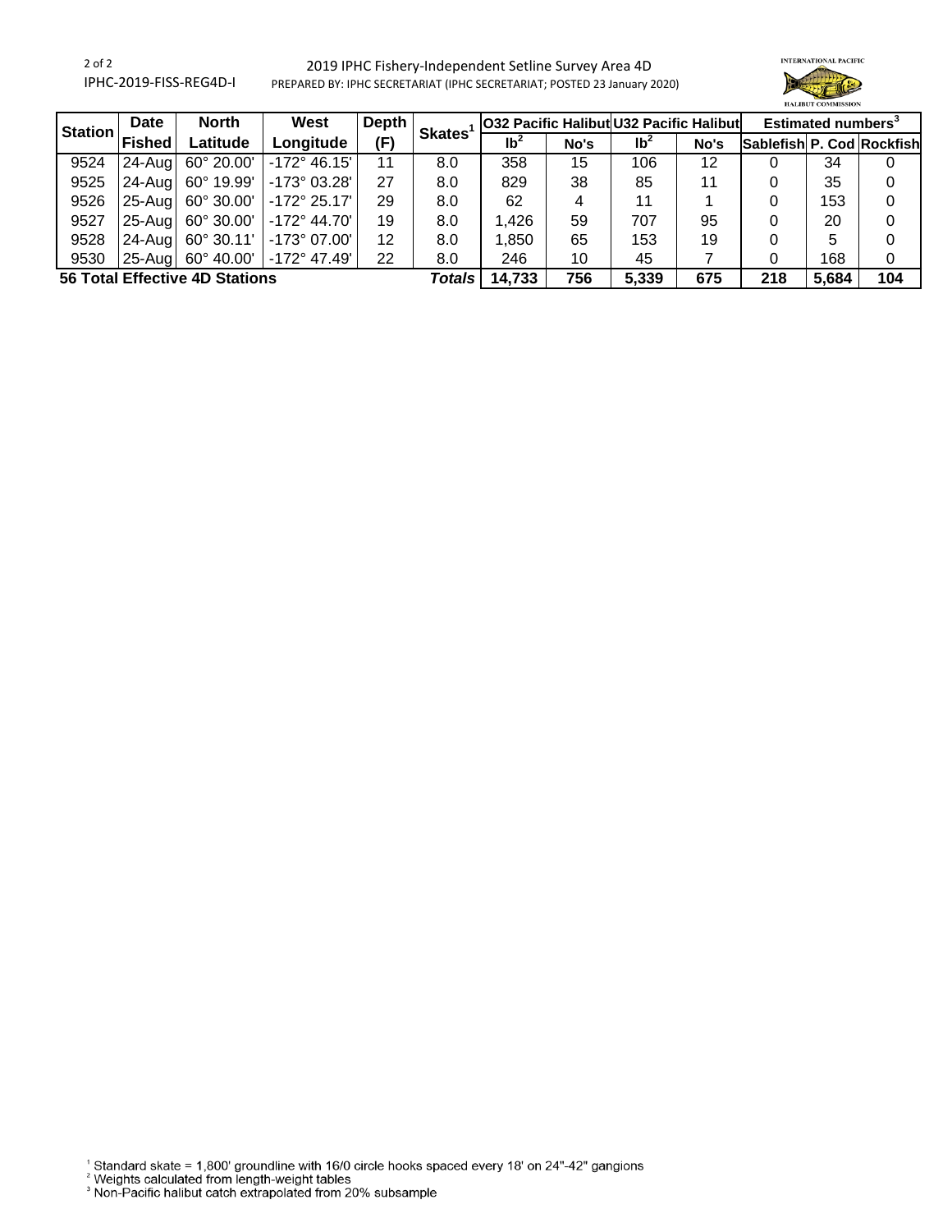2019 IPHC Fishery-Independent Setline Survey Area 4D

PREPARED BY: IPHC SECRETARIAT (IPHC SECRETARIAT; POSTED 23 January 2020)

| Station | Date Fished | North Latitude | West Longitude | Depth (F) | Skates[1] | O32 Pacific Halibut | | U32 Pacific Halibut | | Estimated numbers[3] | | |
|---|---|---|---|---|---|---|---|---|---|---|---|---|
| | | | | | | lb[2] | No's | lb[2] | No's | Sablefish | P. Cod | Rockfish |
| 9524 | 24-Aug | 60° 20.00' | -172° 46.15' | 11 | 8.0 | 358 | 15 | 106 | 12 | 0 | 34 | 0 |
| 9525 | 24-Aug | 60° 19.99' | -173° 03.28' | 27 | 8.0 | 829 | 38 | 85 | 11 | 0 | 35 | 0 |
| 9526 | 25-Aug | 60° 30.00' | -172° 25.17' | 29 | 8.0 | 62 | 4 | 11 | 1 | 0 | 153 | 0 |
| 9527 | 25-Aug | 60° 30.00' | -172° 44.70' | 19 | 8.0 | 1,426 | 59 | 707 | 95 | 0 | 20 | 0 |
| 9528 | 24-Aug | 60° 30.11' | -173° 07.00' | 12 | 8.0 | 1,850 | 65 | 153 | 19 | 0 | 5 | 0 |
| 9530 | 25-Aug | 60° 40.00' | -172° 47.49' | 22 | 8.0 | 246 | 10 | 45 | 7 | 0 | 168 | 0 |
| **56 Total Effective 4D Stations** | | | | | ***Totals*** | **14,733** | **756** | **5,339** | **675** | **218** | **5,684** | **104** |

[1] Standard skate = 1,800' groundline with 16/0 circle hooks spaced every 18' on 24"-42" gangions

[2] Weights calculated from length-weight tables

[3] Non-Pacific halibut catch extrapolated from 20% subsample